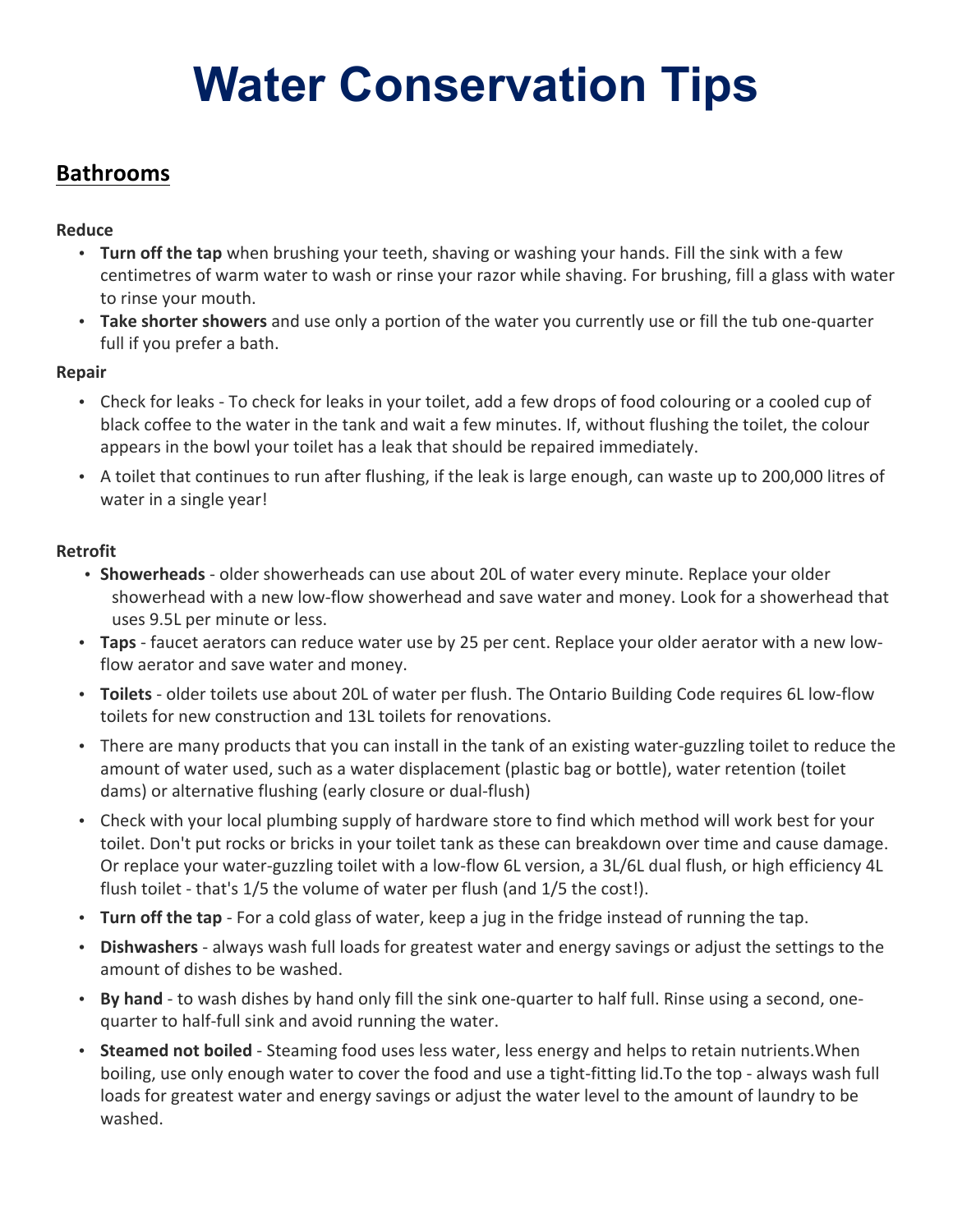# Water Conservation Tips

## Bathrooms

**Reduce**

- **Turn off the tap** when brushing your teeth, shaving or washing your hands. Fill the sink with a few centimetres of warm water to wash or rinse your razor while shaving. For brushing, fill a glass with water to rinse your mouth.
- **Take shorter showers** and use only a portion of the water you currently use or fill the tub one-quarter full if you prefer a bath.

**Repair**

- Check for leaks - To check for leaks in your toilet, add a few drops of food colouring or a cooled cup of black coffee to the water in the tank and wait a few minutes. If, without flushing the toilet, the colour appears in the bowl your toilet has a leak that should be repaired immediately.
- A toilet that continues to run after flushing, if the leak is large enough, can waste up to 200,000 litres of water in a single year!

**Retrofit**

- **Showerheads** - older showerheads can use about 20L of water every minute. Replace your older showerhead with a new low-flow showerhead and save water and money. Look for a showerhead that uses 9.5L per minute or less.
- **Taps** - faucet aerators can reduce water use by 25 per cent. Replace your older aerator with a new low-flow aerator and save water and money.
- **Toilets** - older toilets use about 20L of water per flush. The Ontario Building Code requires 6L low-flow toilets for new construction and 13L toilets for renovations.
- There are many products that you can install in the tank of an existing water-guzzling toilet to reduce the amount of water used, such as a water displacement (plastic bag or bottle), water retention (toilet dams) or alternative flushing (early closure or dual-flush)
- Check with your local plumbing supply of hardware store to find which method will work best for your toilet. Don't put rocks or bricks in your toilet tank as these can breakdown over time and cause damage. Or replace your water-guzzling toilet with a low-flow 6L version, a 3L/6L dual flush, or high efficiency 4L flush toilet - that's 1/5 the volume of water per flush (and 1/5 the cost!).
- **Turn off the tap** - For a cold glass of water, keep a jug in the fridge instead of running the tap.
- **Dishwashers** - always wash full loads for greatest water and energy savings or adjust the settings to the amount of dishes to be washed.
- **By hand** - to wash dishes by hand only fill the sink one-quarter to half full. Rinse using a second, one-quarter to half-full sink and avoid running the water.
- **Steamed not boiled** - Steaming food uses less water, less energy and helps to retain nutrients.When boiling, use only enough water to cover the food and use a tight-fitting lid.To the top - always wash full loads for greatest water and energy savings or adjust the water level to the amount of laundry to be washed.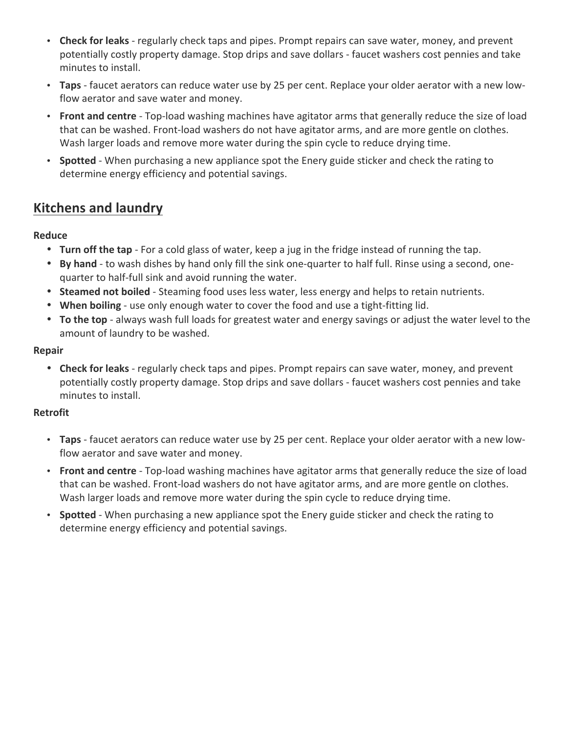- **Check for leaks** - regularly check taps and pipes. Prompt repairs can save water, money, and prevent potentially costly property damage. Stop drips and save dollars - faucet washers cost pennies and take minutes to install.
- **Taps** - faucet aerators can reduce water use by 25 per cent. Replace your older aerator with a new low-flow aerator and save water and money.
- **Front and centre** - Top-load washing machines have agitator arms that generally reduce the size of load that can be washed. Front-load washers do not have agitator arms, and are more gentle on clothes. Wash larger loads and remove more water during the spin cycle to reduce drying time.
- **Spotted** - When purchasing a new appliance spot the Enery guide sticker and check the rating to determine energy efficiency and potential savings.

## Kitchens and laundry

**Reduce**

- **Turn off the tap** - For a cold glass of water, keep a jug in the fridge instead of running the tap.
- **By hand** - to wash dishes by hand only fill the sink one-quarter to half full. Rinse using a second, one-quarter to half-full sink and avoid running the water.
- **Steamed not boiled** - Steaming food uses less water, less energy and helps to retain nutrients.
- **When boiling** - use only enough water to cover the food and use a tight-fitting lid.
- **To the top** - always wash full loads for greatest water and energy savings or adjust the water level to the amount of laundry to be washed.

**Repair**

- **Check for leaks** - regularly check taps and pipes. Prompt repairs can save water, money, and prevent potentially costly property damage. Stop drips and save dollars - faucet washers cost pennies and take minutes to install.

**Retrofit**

- **Taps** - faucet aerators can reduce water use by 25 per cent. Replace your older aerator with a new low-flow aerator and save water and money.
- **Front and centre** - Top-load washing machines have agitator arms that generally reduce the size of load that can be washed. Front-load washers do not have agitator arms, and are more gentle on clothes. Wash larger loads and remove more water during the spin cycle to reduce drying time.
- **Spotted** - When purchasing a new appliance spot the Enery guide sticker and check the rating to determine energy efficiency and potential savings.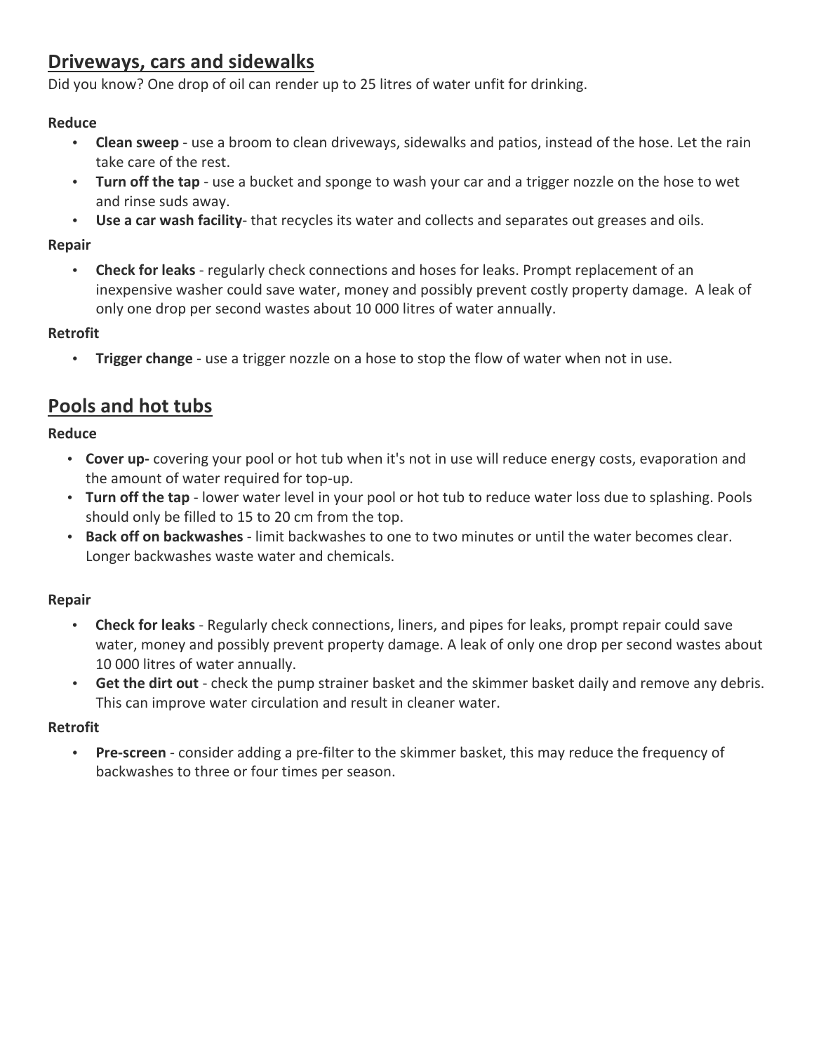## Driveways, cars and sidewalks

Did you know? One drop of oil can render up to 25 litres of water unfit for drinking.

**Reduce**

- **Clean sweep** - use a broom to clean driveways, sidewalks and patios, instead of the hose. Let the rain take care of the rest.
- **Turn off the tap** - use a bucket and sponge to wash your car and a trigger nozzle on the hose to wet and rinse suds away.
- **Use a car wash facility**- that recycles its water and collects and separates out greases and oils.

**Repair**

- **Check for leaks** - regularly check connections and hoses for leaks. Prompt replacement of an inexpensive washer could save water, money and possibly prevent costly property damage. A leak of only one drop per second wastes about 10 000 litres of water annually.

**Retrofit**

- **Trigger change** - use a trigger nozzle on a hose to stop the flow of water when not in use.

## Pools and hot tubs

**Reduce**

- **Cover up-** covering your pool or hot tub when it's not in use will reduce energy costs, evaporation and the amount of water required for top-up.
- **Turn off the tap** - lower water level in your pool or hot tub to reduce water loss due to splashing. Pools should only be filled to 15 to 20 cm from the top.
- **Back off on backwashes** - limit backwashes to one to two minutes or until the water becomes clear. Longer backwashes waste water and chemicals.

**Repair**

- **Check for leaks** - Regularly check connections, liners, and pipes for leaks, prompt repair could save water, money and possibly prevent property damage. A leak of only one drop per second wastes about 10 000 litres of water annually.
- **Get the dirt out** - check the pump strainer basket and the skimmer basket daily and remove any debris. This can improve water circulation and result in cleaner water.

**Retrofit**

- **Pre-screen** - consider adding a pre-filter to the skimmer basket, this may reduce the frequency of backwashes to three or four times per season.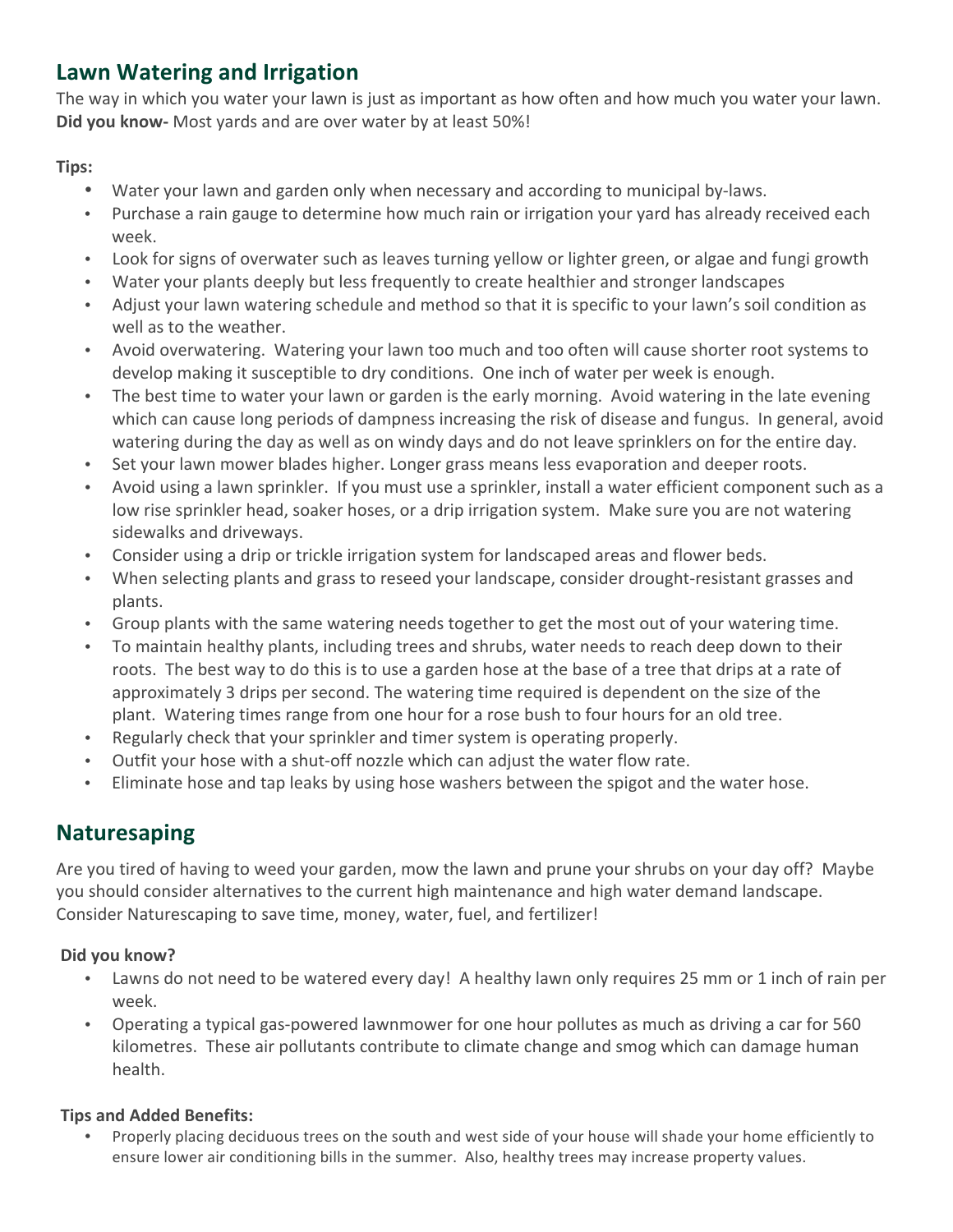## Lawn Watering and Irrigation

The way in which you water your lawn is just as important as how often and how much you water your lawn. **Did you know-** Most yards and are over water by at least 50%!

**Tips:**

- Water your lawn and garden only when necessary and according to municipal by-laws.
- Purchase a rain gauge to determine how much rain or irrigation your yard has already received each week.
- Look for signs of overwater such as leaves turning yellow or lighter green, or algae and fungi growth
- Water your plants deeply but less frequently to create healthier and stronger landscapes
- Adjust your lawn watering schedule and method so that it is specific to your lawn's soil condition as well as to the weather.
- Avoid overwatering. Watering your lawn too much and too often will cause shorter root systems to develop making it susceptible to dry conditions. One inch of water per week is enough.
- The best time to water your lawn or garden is the early morning. Avoid watering in the late evening which can cause long periods of dampness increasing the risk of disease and fungus. In general, avoid watering during the day as well as on windy days and do not leave sprinklers on for the entire day.
- Set your lawn mower blades higher. Longer grass means less evaporation and deeper roots.
- Avoid using a lawn sprinkler. If you must use a sprinkler, install a water efficient component such as a low rise sprinkler head, soaker hoses, or a drip irrigation system. Make sure you are not watering sidewalks and driveways.
- Consider using a drip or trickle irrigation system for landscaped areas and flower beds.
- When selecting plants and grass to reseed your landscape, consider drought-resistant grasses and plants.
- Group plants with the same watering needs together to get the most out of your watering time.
- To maintain healthy plants, including trees and shrubs, water needs to reach deep down to their roots. The best way to do this is to use a garden hose at the base of a tree that drips at a rate of approximately 3 drips per second. The watering time required is dependent on the size of the plant. Watering times range from one hour for a rose bush to four hours for an old tree.
- Regularly check that your sprinkler and timer system is operating properly.
- Outfit your hose with a shut-off nozzle which can adjust the water flow rate.
- Eliminate hose and tap leaks by using hose washers between the spigot and the water hose.

## Naturesaping

Are you tired of having to weed your garden, mow the lawn and prune your shrubs on your day off? Maybe you should consider alternatives to the current high maintenance and high water demand landscape. Consider Naturescaping to save time, money, water, fuel, and fertilizer!

**Did you know?**

- Lawns do not need to be watered every day! A healthy lawn only requires 25 mm or 1 inch of rain per week.
- Operating a typical gas-powered lawnmower for one hour pollutes as much as driving a car for 560 kilometres. These air pollutants contribute to climate change and smog which can damage human health.

**Tips and Added Benefits:**

- Properly placing deciduous trees on the south and west side of your house will shade your home efficiently to ensure lower air conditioning bills in the summer. Also, healthy trees may increase property values.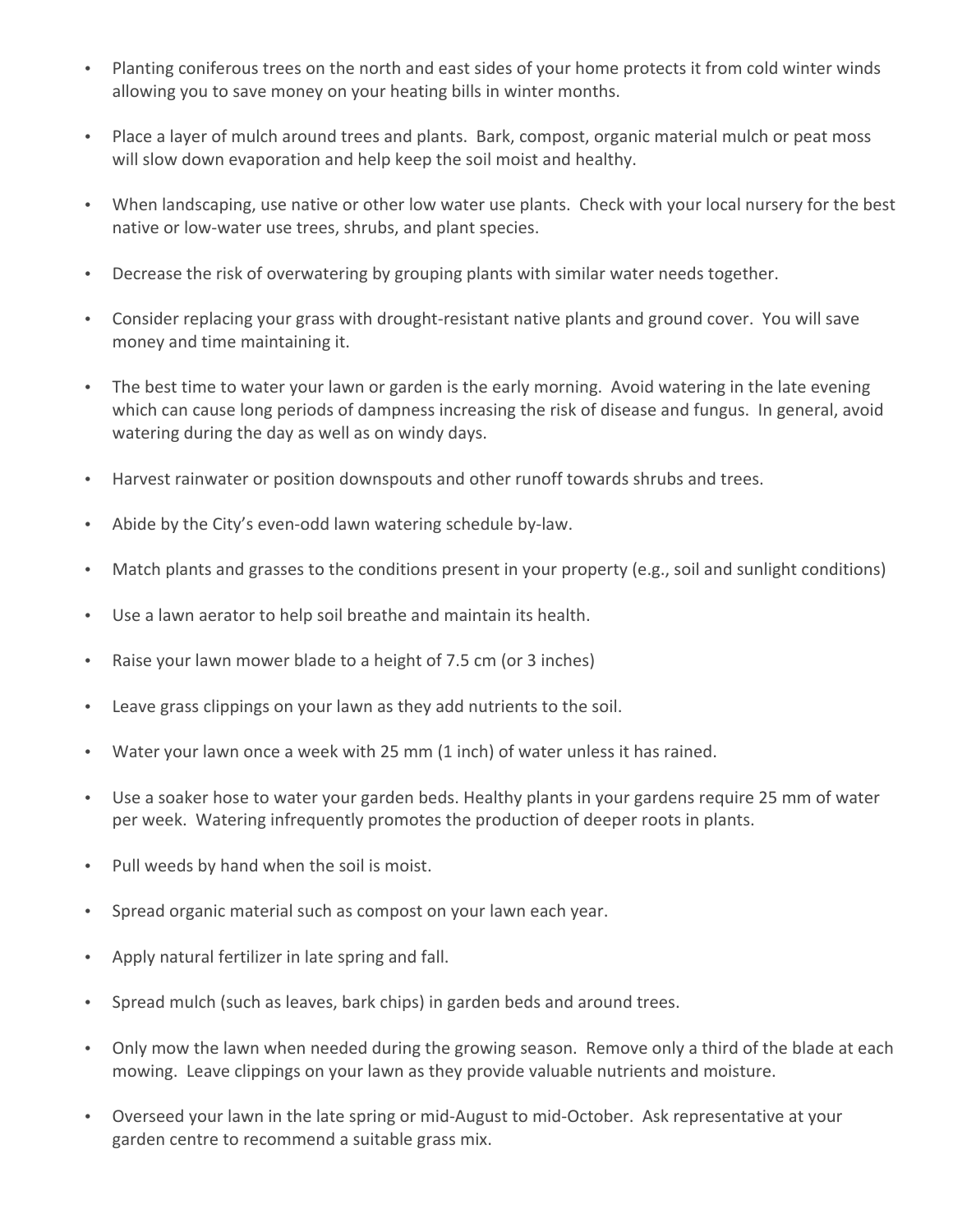- Planting coniferous trees on the north and east sides of your home protects it from cold winter winds allowing you to save money on your heating bills in winter months.

- Place a layer of mulch around trees and plants. Bark, compost, organic material mulch or peat moss will slow down evaporation and help keep the soil moist and healthy.

- When landscaping, use native or other low water use plants. Check with your local nursery for the best native or low-water use trees, shrubs, and plant species.

- Decrease the risk of overwatering by grouping plants with similar water needs together.

- Consider replacing your grass with drought-resistant native plants and ground cover. You will save money and time maintaining it.

- The best time to water your lawn or garden is the early morning. Avoid watering in the late evening which can cause long periods of dampness increasing the risk of disease and fungus. In general, avoid watering during the day as well as on windy days.

- Harvest rainwater or position downspouts and other runoff towards shrubs and trees.

- Abide by the City's even-odd lawn watering schedule by-law.

- Match plants and grasses to the conditions present in your property (e.g., soil and sunlight conditions)

- Use a lawn aerator to help soil breathe and maintain its health.

- Raise your lawn mower blade to a height of 7.5 cm (or 3 inches)

- Leave grass clippings on your lawn as they add nutrients to the soil.

- Water your lawn once a week with 25 mm (1 inch) of water unless it has rained.

- Use a soaker hose to water your garden beds. Healthy plants in your gardens require 25 mm of water per week. Watering infrequently promotes the production of deeper roots in plants.

- Pull weeds by hand when the soil is moist.

- Spread organic material such as compost on your lawn each year.

- Apply natural fertilizer in late spring and fall.

- Spread mulch (such as leaves, bark chips) in garden beds and around trees.

- Only mow the lawn when needed during the growing season. Remove only a third of the blade at each mowing. Leave clippings on your lawn as they provide valuable nutrients and moisture.

- Overseed your lawn in the late spring or mid-August to mid-October. Ask representative at your garden centre to recommend a suitable grass mix.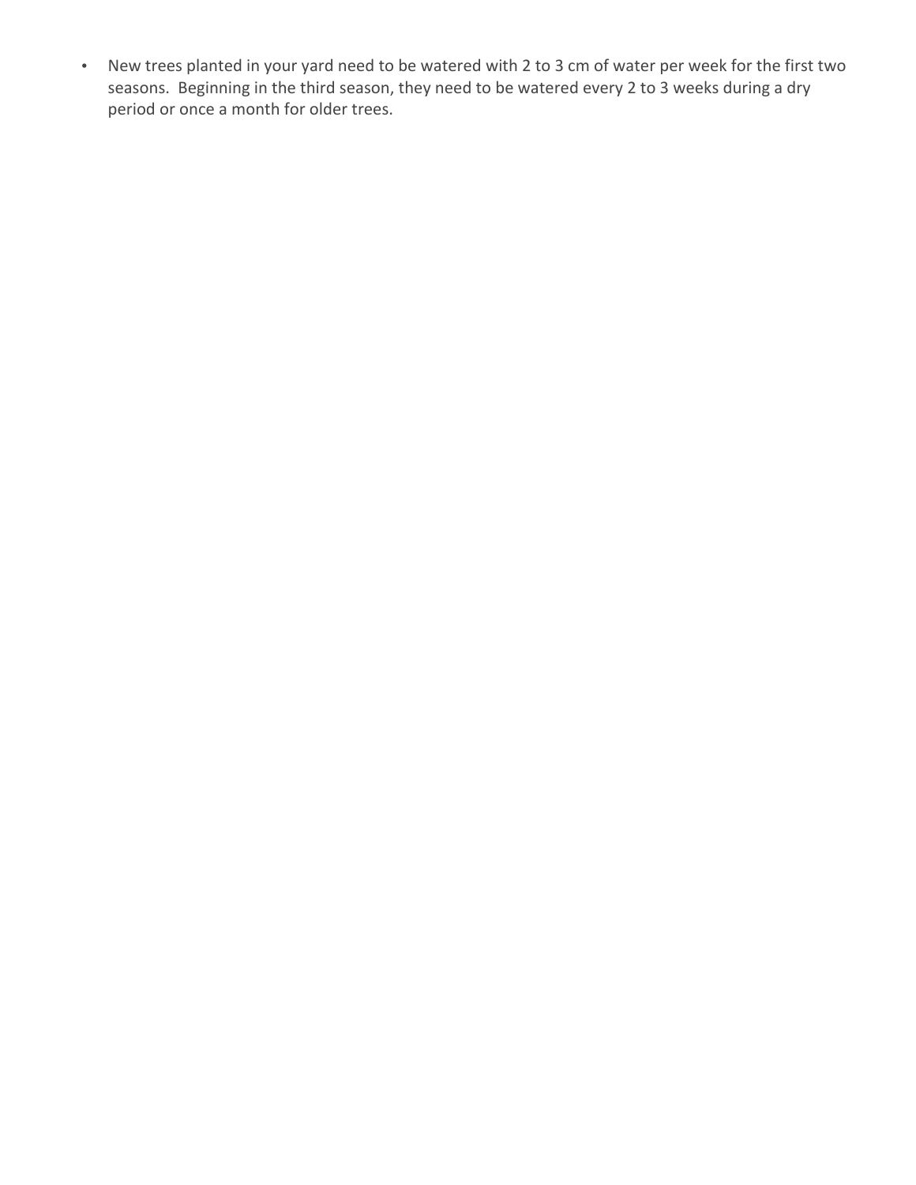- New trees planted in your yard need to be watered with 2 to 3 cm of water per week for the first two seasons. Beginning in the third season, they need to be watered every 2 to 3 weeks during a dry period or once a month for older trees.